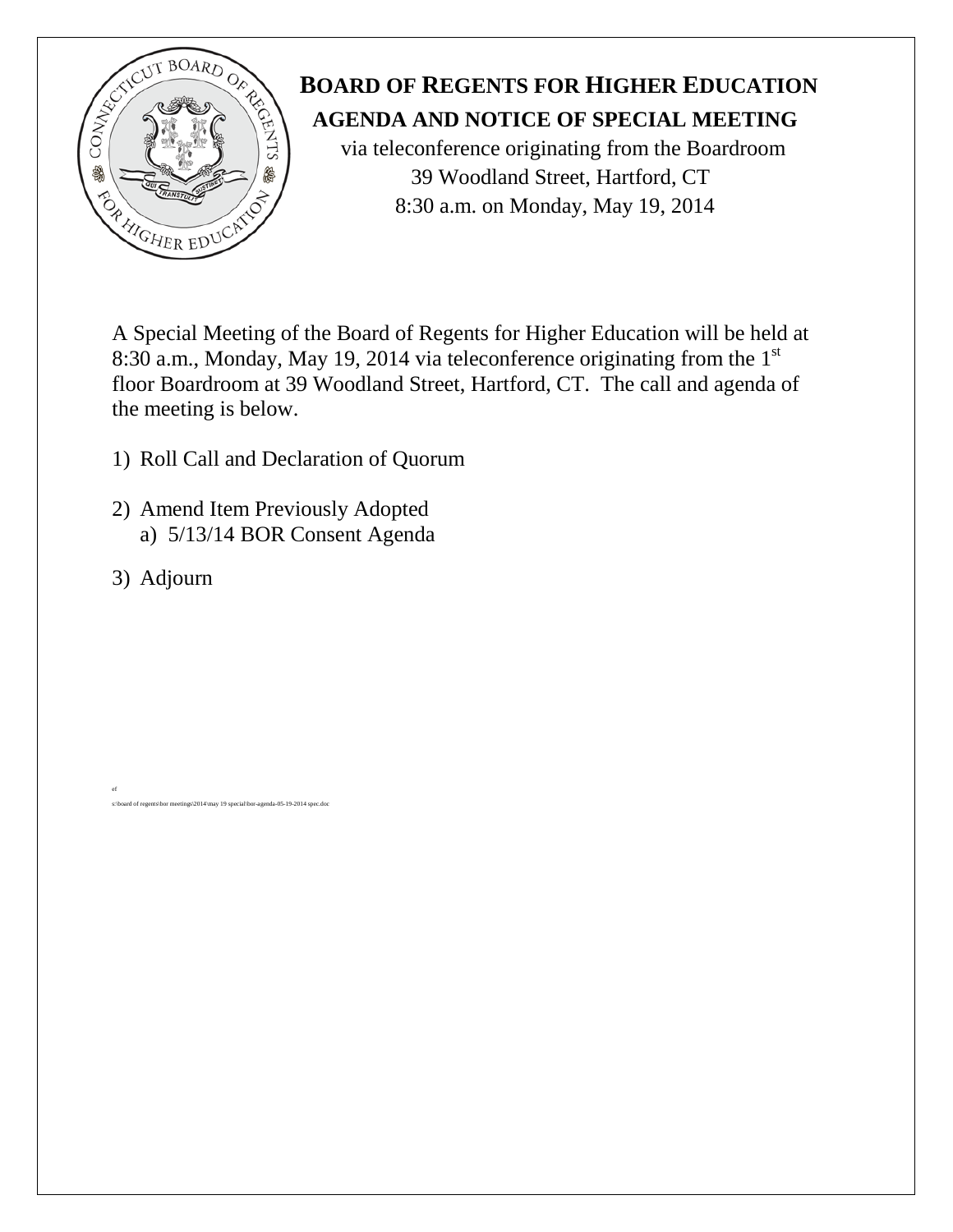# BOARD OF REGENTS FOR HIGHER EDUCATION

## AGENDA AND NOTICE OF SPECIAL MEETING

via teleconference originating from the Boardroom
39 Woodland Street, Hartford, CT
8:30 a.m. on Monday, May 19, 2014

A Special Meeting of the Board of Regents for Higher Education will be held at 8:30 a.m., Monday, May 19, 2014 via teleconference originating from the 1st floor Boardroom at 39 Woodland Street, Hartford, CT. The call and agenda of the meeting is below.

1) Roll Call and Declaration of Quorum

2) Amend Item Previously Adopted
   a) 5/13/14 BOR Consent Agenda

3) Adjourn

ef
s:\board of regents\bor meetings\2014\may 19 special\bor-agenda-05-19-2014 spec.doc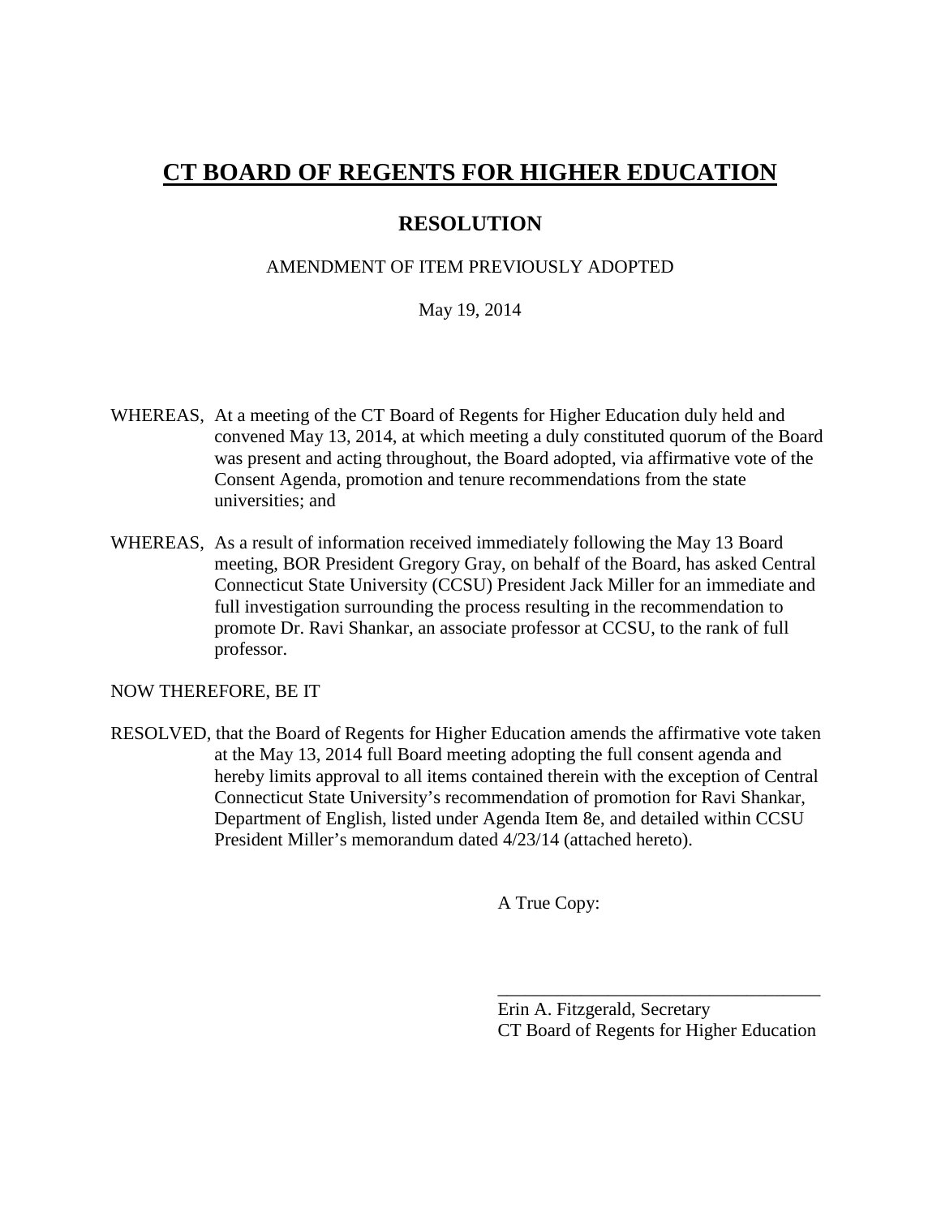# CT BOARD OF REGENTS FOR HIGHER EDUCATION

## RESOLUTION

AMENDMENT OF ITEM PREVIOUSLY ADOPTED

May 19, 2014

WHEREAS, At a meeting of the CT Board of Regents for Higher Education duly held and convened May 13, 2014, at which meeting a duly constituted quorum of the Board was present and acting throughout, the Board adopted, via affirmative vote of the Consent Agenda, promotion and tenure recommendations from the state universities; and

WHEREAS, As a result of information received immediately following the May 13 Board meeting, BOR President Gregory Gray, on behalf of the Board, has asked Central Connecticut State University (CCSU) President Jack Miller for an immediate and full investigation surrounding the process resulting in the recommendation to promote Dr. Ravi Shankar, an associate professor at CCSU, to the rank of full professor.

NOW THEREFORE, BE IT

RESOLVED, that the Board of Regents for Higher Education amends the affirmative vote taken at the May 13, 2014 full Board meeting adopting the full consent agenda and hereby limits approval to all items contained therein with the exception of Central Connecticut State University's recommendation of promotion for Ravi Shankar, Department of English, listed under Agenda Item 8e, and detailed within CCSU President Miller's memorandum dated 4/23/14 (attached hereto).

A True Copy:

_____________________________________

Erin A. Fitzgerald, Secretary
CT Board of Regents for Higher Education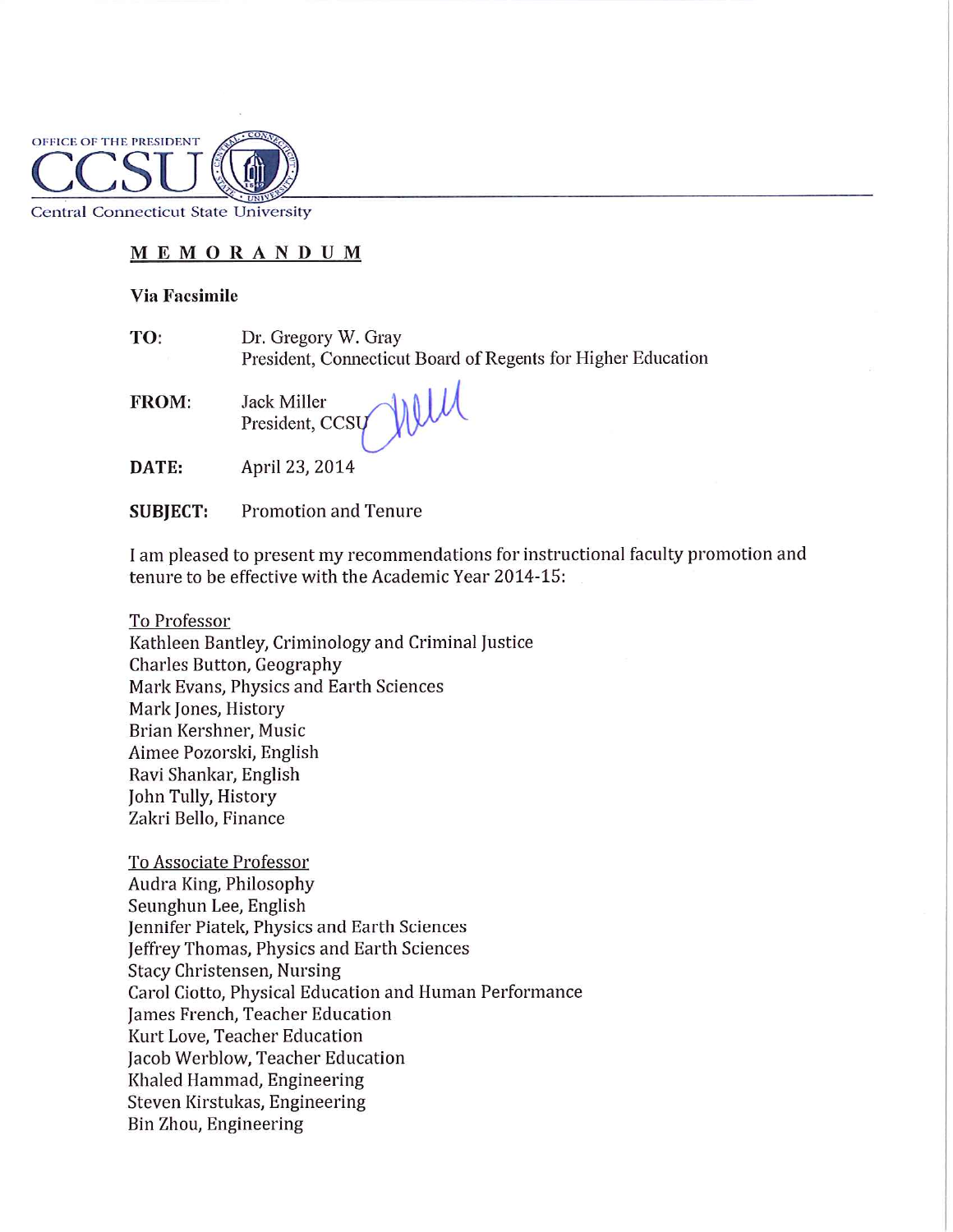OFFICE OF THE PRESIDENT

CCSU

Central Connecticut State University

**<u>M E M O R A N D U M</u>**

**Via Facsimile**

| | |
|---|---|
| **TO**: | Dr. Gregory W. Gray<br>President, Connecticut Board of Regents for Higher Education |
| **FROM**: | Jack Miller<br>President, CCSU |
| **DATE:** | April 23, 2014 |
| **SUBJECT:** | Promotion and Tenure |

I am pleased to present my recommendations for instructional faculty promotion and tenure to be effective with the Academic Year 2014-15:

<u>To Professor</u>

Kathleen Bantley, Criminology and Criminal Justice
Charles Button, Geography
Mark Evans, Physics and Earth Sciences
Mark Jones, History
Brian Kershner, Music
Aimee Pozorski, English
Ravi Shankar, English
John Tully, History
Zakri Bello, Finance

<u>To Associate Professor</u>

Audra King, Philosophy
Seunghun Lee, English
Jennifer Piatek, Physics and Earth Sciences
Jeffrey Thomas, Physics and Earth Sciences
Stacy Christensen, Nursing
Carol Ciotto, Physical Education and Human Performance
James French, Teacher Education
Kurt Love, Teacher Education
Jacob Werblow, Teacher Education
Khaled Hammad, Engineering
Steven Kirstukas, Engineering
Bin Zhou, Engineering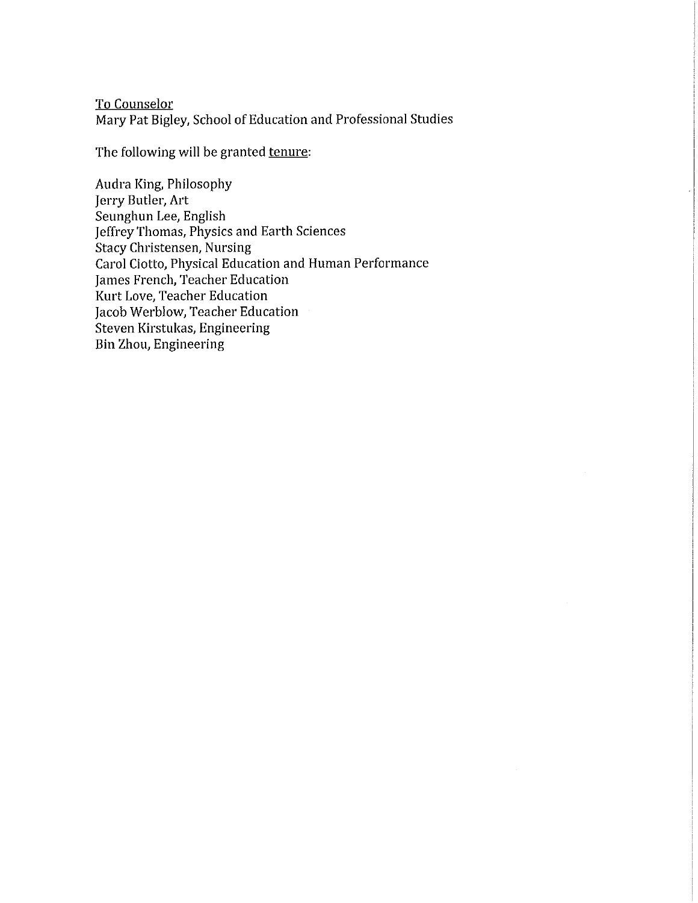<u>To Counselor</u>
Mary Pat Bigley, School of Education and Professional Studies

The following will be granted <u>tenure</u>:

Audra King, Philosophy
Jerry Butler, Art
Seunghun Lee, English
Jeffrey Thomas, Physics and Earth Sciences
Stacy Christensen, Nursing
Carol Ciotto, Physical Education and Human Performance
James French, Teacher Education
Kurt Love, Teacher Education
Jacob Werblow, Teacher Education
Steven Kirstukas, Engineering
Bin Zhou, Engineering